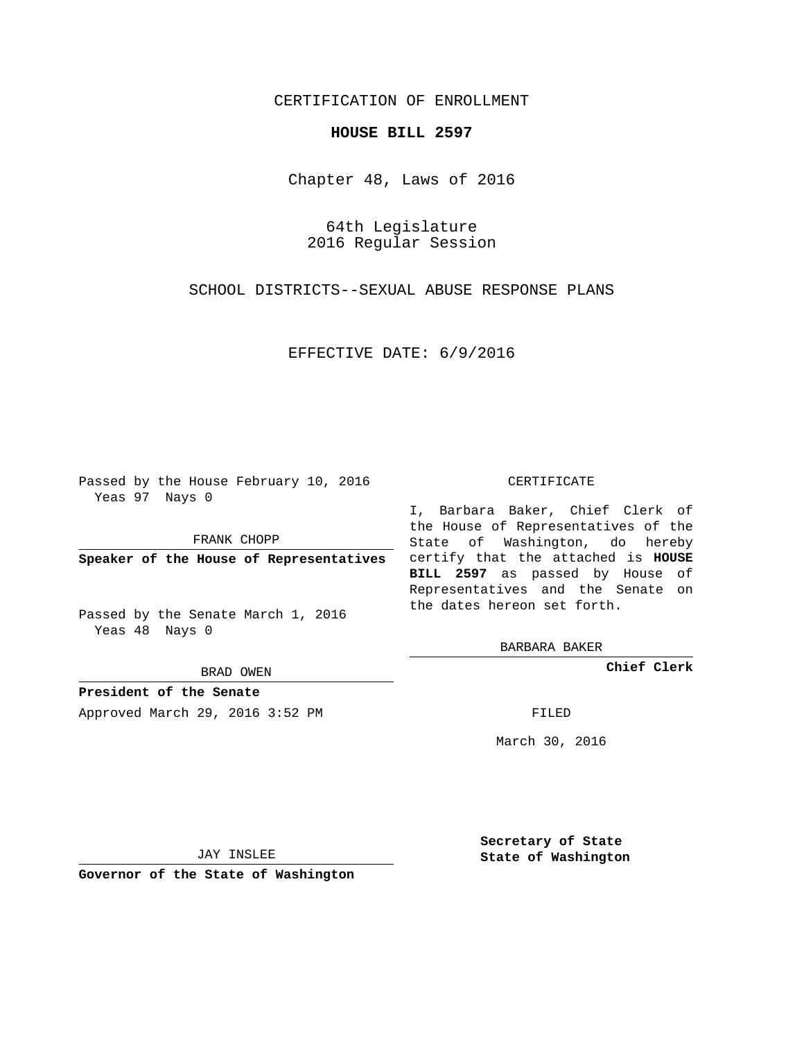CERTIFICATION OF ENROLLMENT

**HOUSE BILL 2597**

Chapter 48, Laws of 2016

64th Legislature
2016 Regular Session

SCHOOL DISTRICTS--SEXUAL ABUSE RESPONSE PLANS

EFFECTIVE DATE: 6/9/2016

Passed by the House February 10, 2016
Yeas 97 Nays 0

FRANK CHOPP

**Speaker of the House of Representatives**

Passed by the Senate March 1, 2016
Yeas 48 Nays 0

BRAD OWEN

**President of the Senate**

Approved March 29, 2016 3:52 PM

JAY INSLEE

**Governor of the State of Washington**

CERTIFICATE

I, Barbara Baker, Chief Clerk of the House of Representatives of the State of Washington, do hereby certify that the attached is **HOUSE BILL 2597** as passed by House of Representatives and the Senate on the dates hereon set forth.

BARBARA BAKER

**Chief Clerk**

FILED

March 30, 2016

**Secretary of State**
**State of Washington**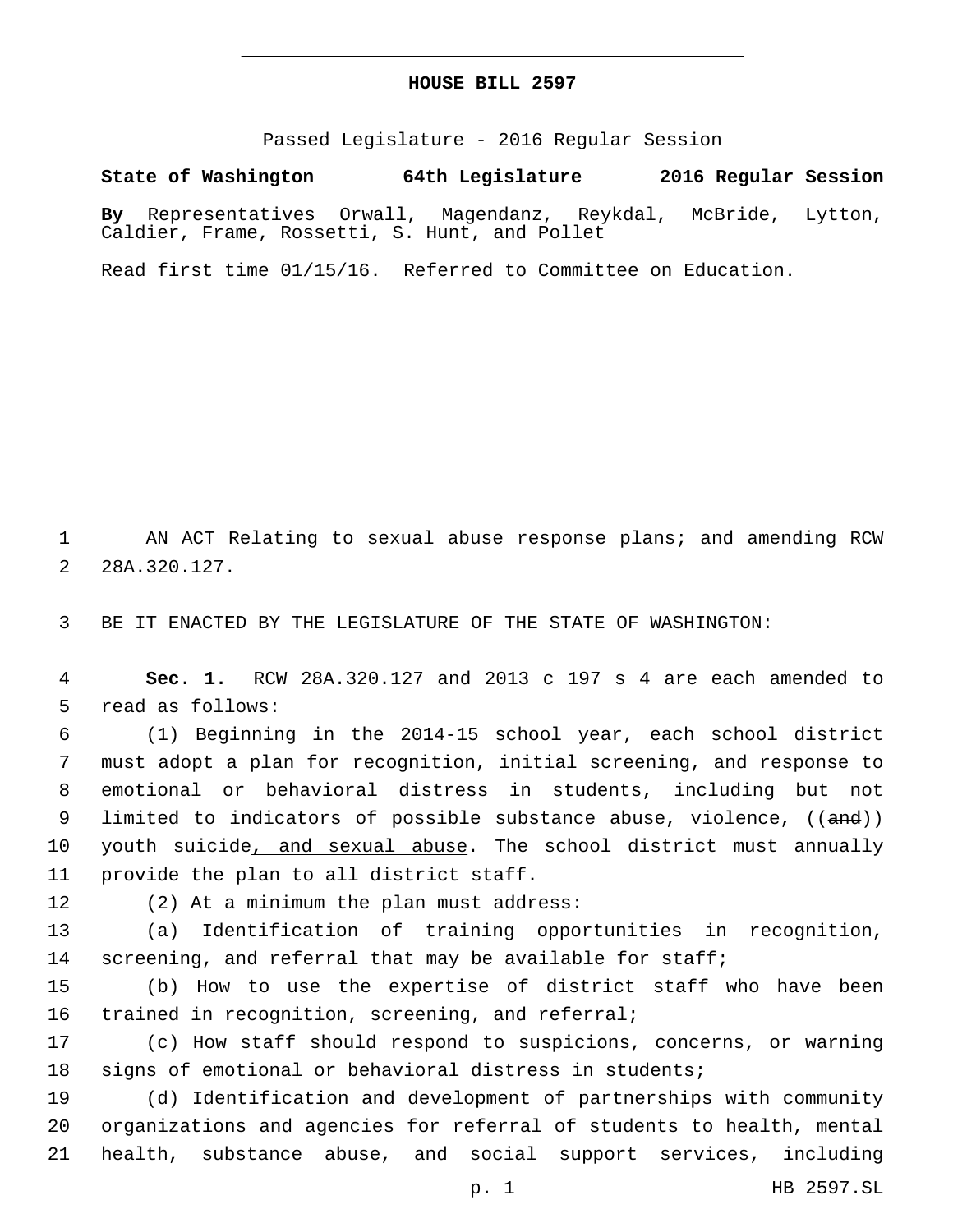# HOUSE BILL 2597

Passed Legislature - 2016 Regular Session

**State of Washington 64th Legislature 2016 Regular Session**

**By** Representatives Orwall, Magendanz, Reykdal, McBride, Lytton, Caldier, Frame, Rossetti, S. Hunt, and Pollet

Read first time 01/15/16. Referred to Committee on Education.

AN ACT Relating to sexual abuse response plans; and amending RCW 28A.320.127.

BE IT ENACTED BY THE LEGISLATURE OF THE STATE OF WASHINGTON:

**Sec. 1.** RCW 28A.320.127 and 2013 c 197 s 4 are each amended to read as follows:

(1) Beginning in the 2014-15 school year, each school district must adopt a plan for recognition, initial screening, and response to emotional or behavioral distress in students, including but not limited to indicators of possible substance abuse, violence, ((~~and~~)) youth suicide<u>, and sexual abuse</u>. The school district must annually provide the plan to all district staff.

(2) At a minimum the plan must address:

(a) Identification of training opportunities in recognition, screening, and referral that may be available for staff;

(b) How to use the expertise of district staff who have been trained in recognition, screening, and referral;

(c) How staff should respond to suspicions, concerns, or warning signs of emotional or behavioral distress in students;

(d) Identification and development of partnerships with community organizations and agencies for referral of students to health, mental health, substance abuse, and social support services, including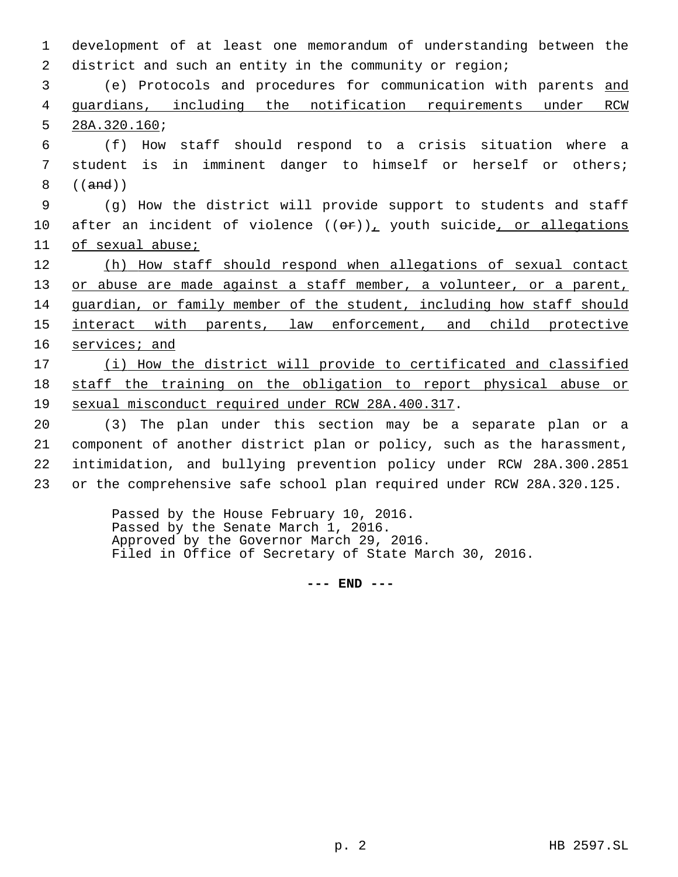development of at least one memorandum of understanding between the district and such an entity in the community or region;

(e) Protocols and procedures for communication with parents <u>and guardians, including the notification requirements under RCW 28A.320.160</u>;

(f) How staff should respond to a crisis situation where a student is in imminent danger to himself or herself or others; ((~~and~~))

(g) How the district will provide support to students and staff after an incident of violence ((~~or~~))<u>,</u> youth suicide<u>, or allegations of sexual abuse;</u>

<u>(h) How staff should respond when allegations of sexual contact or abuse are made against a staff member, a volunteer, or a parent, guardian, or family member of the student, including how staff should interact with parents, law enforcement, and child protective services; and</u>

<u>(i) How the district will provide to certificated and classified staff the training on the obligation to report physical abuse or sexual misconduct required under RCW 28A.400.317</u>.

(3) The plan under this section may be a separate plan or a component of another district plan or policy, such as the harassment, intimidation, and bullying prevention policy under RCW 28A.300.2851 or the comprehensive safe school plan required under RCW 28A.320.125.

Passed by the House February 10, 2016.
Passed by the Senate March 1, 2016.
Approved by the Governor March 29, 2016.
Filed in Office of Secretary of State March 30, 2016.

**--- END ---**